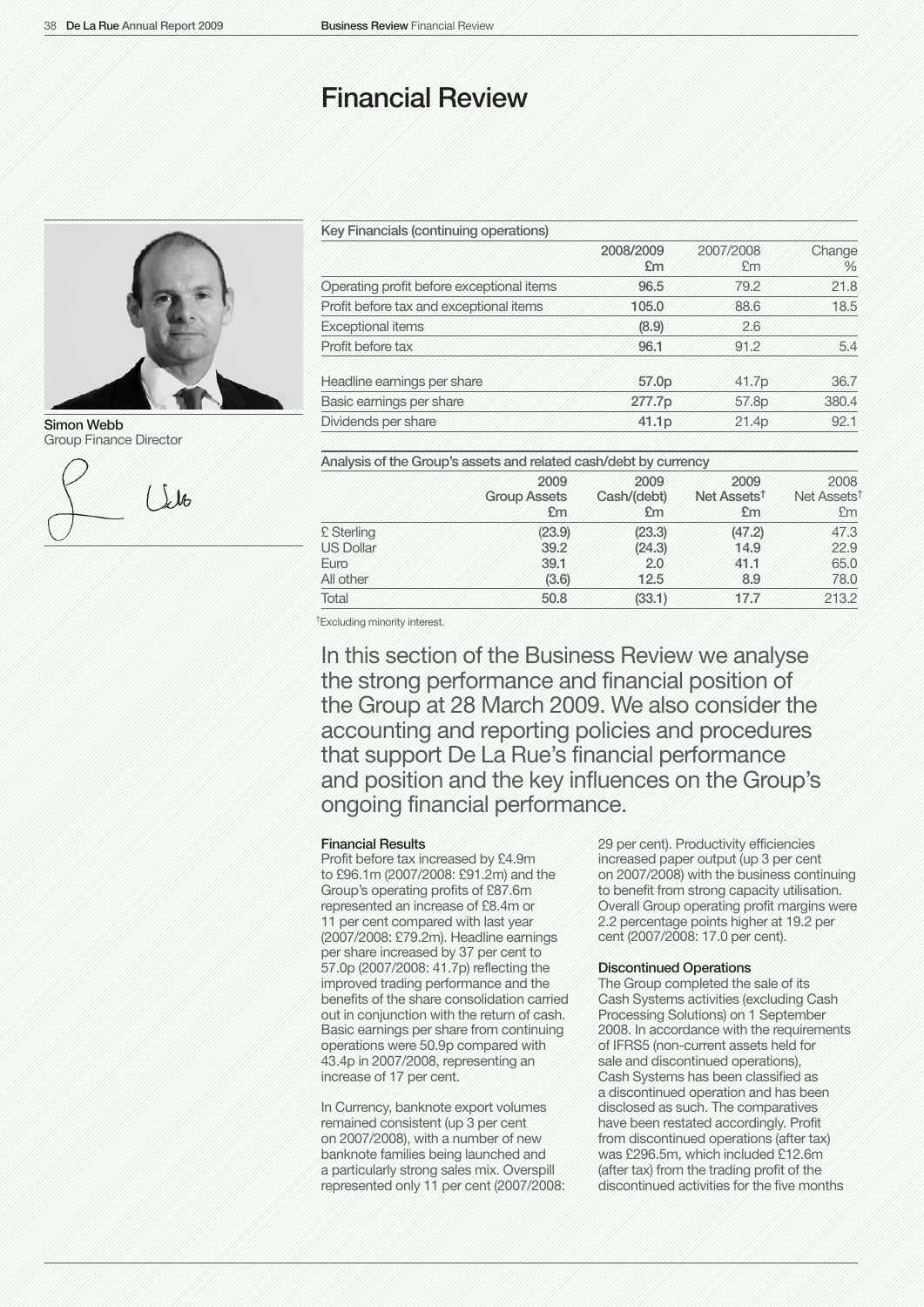# Financial Review

Simon Webb
Group Finance Director

| Key Financials (continuing operations) | 2008/2009 £m | 2007/2008 £m | Change % |
|---|---|---|---|
| Operating profit before exceptional items | **96.5** | 79.2 | 21.8 |
| Profit before tax and exceptional items | **105.0** | 88.6 | 18.5 |
| Exceptional items | **(8.9)** | 2.6 | |
| Profit before tax | **96.1** | 91.2 | 5.4 |
| Headline earnings per share | **57.0p** | 41.7p | 36.7 |
| Basic earnings per share | **277.7p** | 57.8p | 380.4 |
| Dividends per share | **41.1p** | 21.4p | 92.1 |

| Analysis of the Group's assets and related cash/debt by currency | 2009 Group Assets £m | 2009 Cash/(debt) £m | 2009 Net Assets† £m | 2008 Net Assets† £m |
|---|---|---|---|---|
| £ Sterling | **(23.9)** | **(23.3)** | **(47.2)** | 47.3 |
| US Dollar | **39.2** | **(24.3)** | **14.9** | 22.9 |
| Euro | **39.1** | **2.0** | **41.1** | 65.0 |
| All other | **(3.6)** | **12.5** | **8.9** | 78.0 |
| Total | **50.8** | **(33.1)** | **17.7** | 213.2 |

†Excluding minority interest.

In this section of the Business Review we analyse the strong performance and financial position of the Group at 28 March 2009. We also consider the accounting and reporting policies and procedures that support De La Rue's financial performance and position and the key influences on the Group's ongoing financial performance.

### Financial Results

Profit before tax increased by £4.9m to £96.1m (2007/2008: £91.2m) and the Group's operating profits of £87.6m represented an increase of £8.4m or 11 per cent compared with last year (2007/2008: £79.2m). Headline earnings per share increased by 37 per cent to 57.0p (2007/2008: 41.7p) reflecting the improved trading performance and the benefits of the share consolidation carried out in conjunction with the return of cash. Basic earnings per share from continuing operations were 50.9p compared with 43.4p in 2007/2008, representing an increase of 17 per cent.

In Currency, banknote export volumes remained consistent (up 3 per cent on 2007/2008), with a number of new banknote families being launched and a particularly strong sales mix. Overspill represented only 11 per cent (2007/2008: 29 per cent). Productivity efficiencies increased paper output (up 3 per cent on 2007/2008) with the business continuing to benefit from strong capacity utilisation. Overall Group operating profit margins were 2.2 percentage points higher at 19.2 per cent (2007/2008: 17.0 per cent).

### Discontinued Operations

The Group completed the sale of its Cash Systems activities (excluding Cash Processing Solutions) on 1 September 2008. In accordance with the requirements of IFRS5 (non-current assets held for sale and discontinued operations), Cash Systems has been classified as a discontinued operation and has been disclosed as such. The comparatives have been restated accordingly. Profit from discontinued operations (after tax) was £296.5m, which included £12.6m (after tax) from the trading profit of the discontinued activities for the five months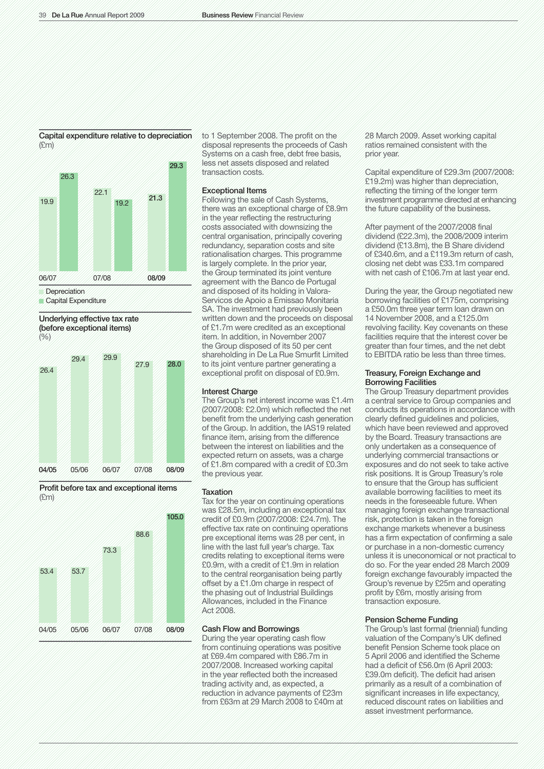### Capital expenditure relative to depreciation
(£m)

| | 06/07 | 07/08 | 08/09 |
|---|---|---|---|
| Depreciation | 19.9 | 22.1 | 21.3 |
| Capital Expenditure | 26.3 | 19.2 | 29.3 |

### Underlying effective tax rate (before exceptional items)
(%)

| 04/05 | 05/06 | 06/07 | 07/08 | 08/09 |
|---|---|---|---|---|
| 26.4 | 29.4 | 29.9 | 27.9 | 28.0 |

### Profit before tax and exceptional items
(£m)

| 04/05 | 05/06 | 06/07 | 07/08 | 08/09 |
|---|---|---|---|---|
| 53.4 | 53.7 | 73.3 | 88.6 | 105.0 |

to 1 September 2008. The profit on the disposal represents the proceeds of Cash Systems on a cash free, debt free basis, less net assets disposed and related transaction costs.

### Exceptional Items

Following the sale of Cash Systems, there was an exceptional charge of £8.9m in the year reflecting the restructuring costs associated with downsizing the central organisation, principally covering redundancy, separation costs and site rationalisation charges. This programme is largely complete. In the prior year, the Group terminated its joint venture agreement with the Banco de Portugal and disposed of its holding in Valora-Servicos de Apoio a Emissao Monitaria SA. The investment had previously been written down and the proceeds on disposal of £1.7m were credited as an exceptional item. In addition, in November 2007 the Group disposed of its 50 per cent shareholding in De La Rue Smurfit Limited to its joint venture partner generating a exceptional profit on disposal of £0.9m.

### Interest Charge

The Group's net interest income was £1.4m (2007/2008: £2.0m) which reflected the net benefit from the underlying cash generation of the Group. In addition, the IAS19 related finance item, arising from the difference between the interest on liabilities and the expected return on assets, was a charge of £1.8m compared with a credit of £0.3m the previous year.

### Taxation

Tax for the year on continuing operations was £28.5m, including an exceptional tax credit of £0.9m (2007/2008: £24.7m). The effective tax rate on continuing operations pre exceptional items was 28 per cent, in line with the last full year's charge. Tax credits relating to exceptional items were £0.9m, with a credit of £1.9m in relation to the central reorganisation being partly offset by a £1.0m charge in respect of the phasing out of Industrial Buildings Allowances, included in the Finance Act 2008.

### Cash Flow and Borrowings

During the year operating cash flow from continuing operations was positive at £69.4m compared with £86.7m in 2007/2008. Increased working capital in the year reflected both the increased trading activity and, as expected, a reduction in advance payments of £23m from £63m at 29 March 2008 to £40m at 28 March 2009. Asset working capital ratios remained consistent with the prior year.

Capital expenditure of £29.3m (2007/2008: £19.2m) was higher than depreciation, reflecting the timing of the longer term investment programme directed at enhancing the future capability of the business.

After payment of the 2007/2008 final dividend (£22.3m), the 2008/2009 interim dividend (£13.8m), the B Share dividend of £340.6m, and a £119.3m return of cash, closing net debt was £33.1m compared with net cash of £106.7m at last year end.

During the year, the Group negotiated new borrowing facilities of £175m, comprising a £50.0m three year term loan drawn on 14 November 2008, and a £125.0m revolving facility. Key covenants on these facilities require that the interest cover be greater than four times, and the net debt to EBITDA ratio be less than three times.

### Treasury, Foreign Exchange and Borrowing Facilities

The Group Treasury department provides a central service to Group companies and conducts its operations in accordance with clearly defined guidelines and policies, which have been reviewed and approved by the Board. Treasury transactions are only undertaken as a consequence of underlying commercial transactions or exposures and do not seek to take active risk positions. It is Group Treasury's role to ensure that the Group has sufficient available borrowing facilities to meet its needs in the foreseeable future. When managing foreign exchange transactional risk, protection is taken in the foreign exchange markets whenever a business has a firm expectation of confirming a sale or purchase in a non-domestic currency unless it is uneconomical or not practical to do so. For the year ended 28 March 2009 foreign exchange favourably impacted the Group's revenue by £25m and operating profit by £6m, mostly arising from transaction exposure.

### Pension Scheme Funding

The Group's last formal (triennial) funding valuation of the Company's UK defined benefit Pension Scheme took place on 5 April 2006 and identified the Scheme had a deficit of £56.0m (6 April 2003: £39.0m deficit). The deficit had arisen primarily as a result of a combination of significant increases in life expectancy, reduced discount rates on liabilities and asset investment performance.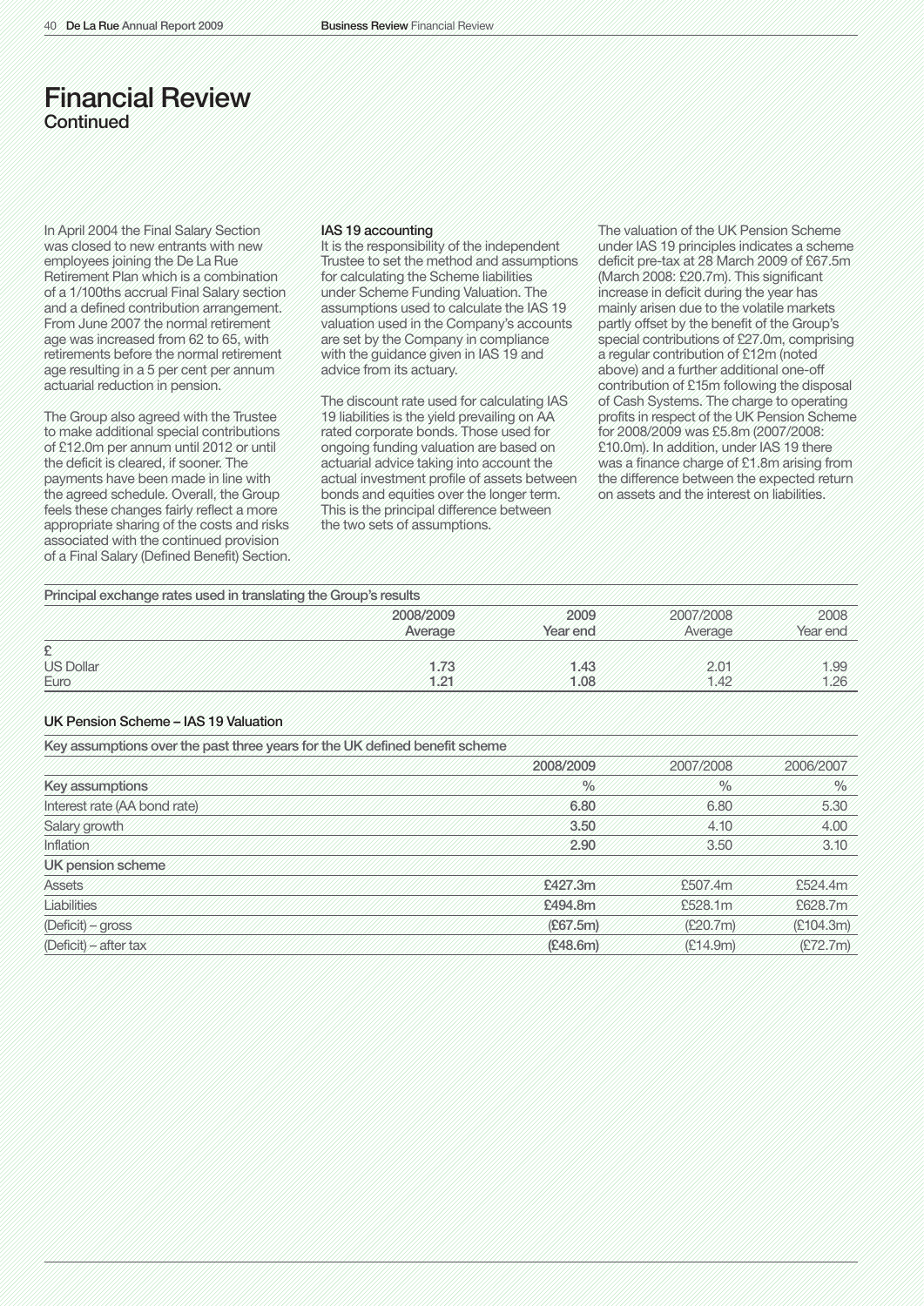# Financial Review
Continued

In April 2004 the Final Salary Section was closed to new entrants with new employees joining the De La Rue Retirement Plan which is a combination of a 1/100ths accrual Final Salary section and a defined contribution arrangement. From June 2007 the normal retirement age was increased from 62 to 65, with retirements before the normal retirement age resulting in a 5 per cent per annum actuarial reduction in pension.

The Group also agreed with the Trustee to make additional special contributions of £12.0m per annum until 2012 or until the deficit is cleared, if sooner. The payments have been made in line with the agreed schedule. Overall, the Group feels these changes fairly reflect a more appropriate sharing of the costs and risks associated with the continued provision of a Final Salary (Defined Benefit) Section.

**IAS 19 accounting**

It is the responsibility of the independent Trustee to set the method and assumptions for calculating the Scheme liabilities under Scheme Funding Valuation. The assumptions used to calculate the IAS 19 valuation used in the Company's accounts are set by the Company in compliance with the guidance given in IAS 19 and advice from its actuary.

The discount rate used for calculating IAS 19 liabilities is the yield prevailing on AA rated corporate bonds. Those used for ongoing funding valuation are based on actuarial advice taking into account the actual investment profile of assets between bonds and equities over the longer term. This is the principal difference between the two sets of assumptions.

The valuation of the UK Pension Scheme under IAS 19 principles indicates a scheme deficit pre-tax at 28 March 2009 of £67.5m (March 2008: £20.7m). This significant increase in deficit during the year has mainly arisen due to the volatile markets partly offset by the benefit of the Group's special contributions of £27.0m, comprising a regular contribution of £12m (noted above) and a further additional one-off contribution of £15m following the disposal of Cash Systems. The charge to operating profits in respect of the UK Pension Scheme for 2008/2009 was £5.8m (2007/2008: £10.0m). In addition, under IAS 19 there was a finance charge of £1.8m arising from the difference between the expected return on assets and the interest on liabilities.

Principal exchange rates used in translating the Group's results

| | 2008/2009 Average | 2009 Year end | 2007/2008 Average | 2008 Year end |
|---|---|---|---|---|
| £ | | | | |
| US Dollar | 1.73 | 1.43 | 2.01 | 1.99 |
| Euro | 1.21 | 1.08 | 1.42 | 1.26 |

**UK Pension Scheme – IAS 19 Valuation**

Key assumptions over the past three years for the UK defined benefit scheme

| | 2008/2009 | 2007/2008 | 2006/2007 |
|---|---|---|---|
| **Key assumptions** | % | % | % |
| Interest rate (AA bond rate) | 6.80 | 6.80 | 5.30 |
| Salary growth | 3.50 | 4.10 | 4.00 |
| Inflation | 2.90 | 3.50 | 3.10 |
| **UK pension scheme** | | | |
| Assets | £427.3m | £507.4m | £524.4m |
| Liabilities | £494.8m | £528.1m | £628.7m |
| (Deficit) – gross | (£67.5m) | (£20.7m) | (£104.3m) |
| (Deficit) – after tax | (£48.6m) | (£14.9m) | (£72.7m) |